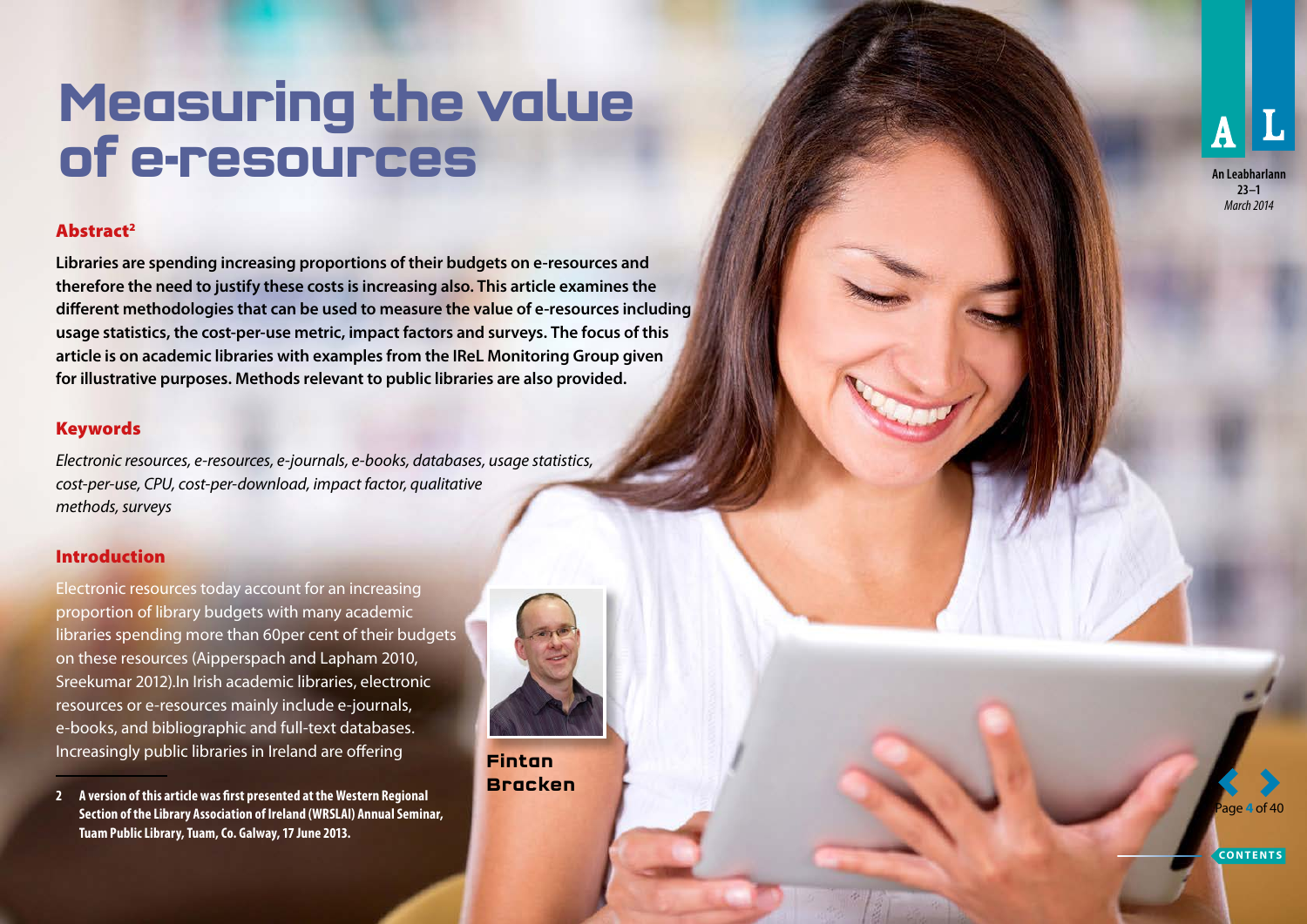# Measuring the value of e-resources

## Abstract[2]

**Libraries are spending increasing proportions of their budgets on e-resources and therefore the need to justify these costs is increasing also. This article examines the different methodologies that can be used to measure the value of e-resources including usage statistics, the cost-per-use metric, impact factors and surveys. The focus of this article is on academic libraries with examples from the IReL Monitoring Group given for illustrative purposes. Methods relevant to public libraries are also provided.**

## Keywords

*Electronic resources, e-resources, e-journals, e-books, databases, usage statistics, cost-per-use, CPU, cost-per-download, impact factor, qualitative methods, surveys*

## Introduction

Electronic resources today account for an increasing proportion of library budgets with many academic libraries spending more than 60per cent of their budgets on these resources (Aipperspach and Lapham 2010, Sreekumar 2012).In Irish academic libraries, electronic resources or e-resources mainly include e-journals, e-books, and bibliographic and full-text databases. Increasingly public libraries in Ireland are offering

**Fintan Bracken**

**2 A version of this article was first presented at the Western Regional Section of the Library Association of Ireland (WRSLAI) Annual Seminar, Tuam Public Library, Tuam, Co. Galway, 17 June 2013.**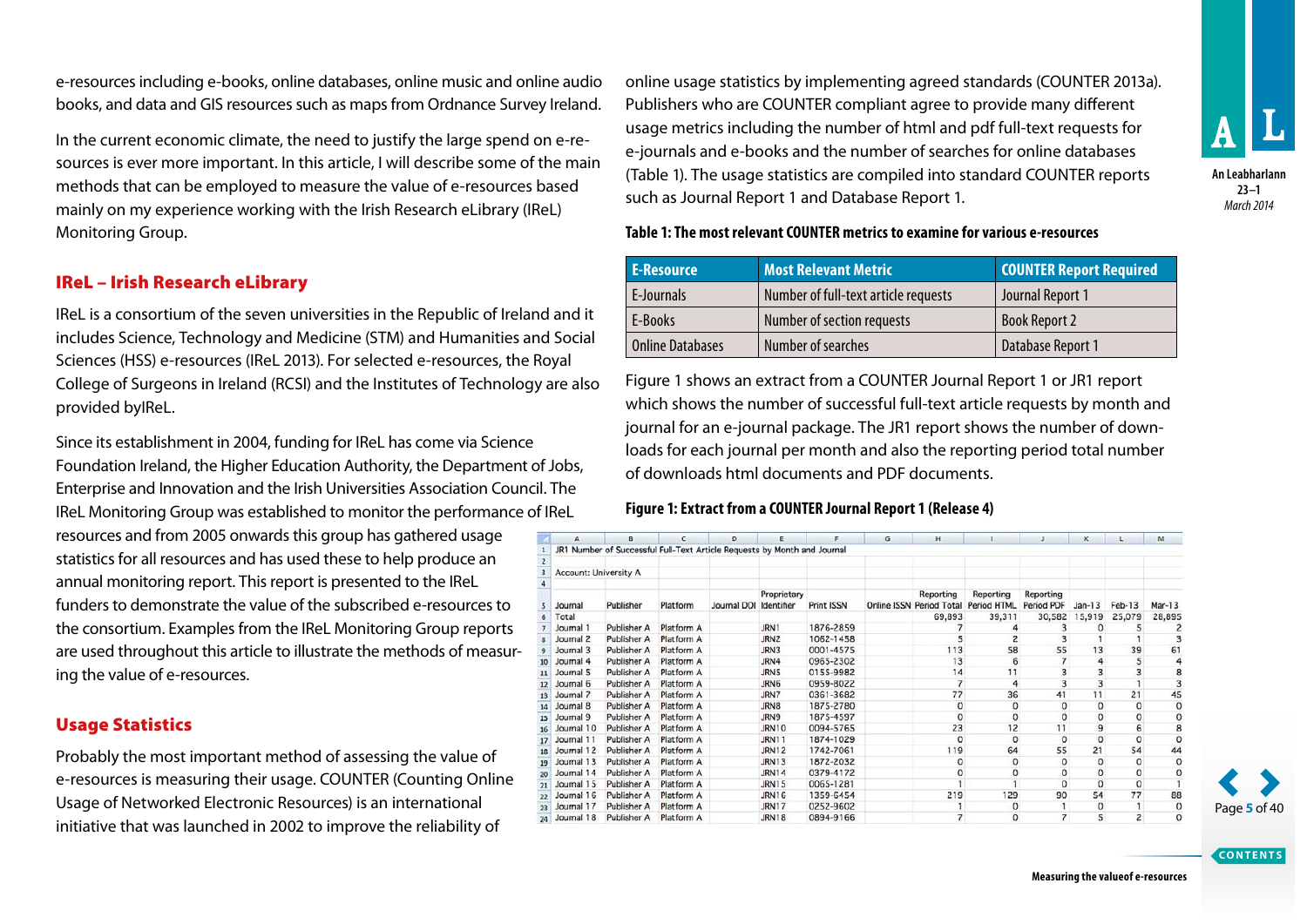e-resources including e-books, online databases, online music and online audio books, and data and GIS resources such as maps from Ordnance Survey Ireland.

In the current economic climate, the need to justify the large spend on e-resources is ever more important. In this article, I will describe some of the main methods that can be employed to measure the value of e-resources based mainly on my experience working with the Irish Research eLibrary (IReL) Monitoring Group.

## IReL – Irish Research eLibrary

IReL is a consortium of the seven universities in the Republic of Ireland and it includes Science, Technology and Medicine (STM) and Humanities and Social Sciences (HSS) e-resources (IReL 2013). For selected e-resources, the Royal College of Surgeons in Ireland (RCSI) and the Institutes of Technology are also provided byIReL.

Since its establishment in 2004, funding for IReL has come via Science Foundation Ireland, the Higher Education Authority, the Department of Jobs, Enterprise and Innovation and the Irish Universities Association Council. The IReL Monitoring Group was established to monitor the performance of IReL resources and from 2005 onwards this group has gathered usage statistics for all resources and has used these to help produce an annual monitoring report. This report is presented to the IReL funders to demonstrate the value of the subscribed e-resources to the consortium. Examples from the IReL Monitoring Group reports are used throughout this article to illustrate the methods of measuring the value of e-resources.

## Usage Statistics

Probably the most important method of assessing the value of e-resources is measuring their usage. COUNTER (Counting Online Usage of Networked Electronic Resources) is an international initiative that was launched in 2002 to improve the reliability of online usage statistics by implementing agreed standards (COUNTER 2013a). Publishers who are COUNTER compliant agree to provide many different usage metrics including the number of html and pdf full-text requests for e-journals and e-books and the number of searches for online databases (Table 1). The usage statistics are compiled into standard COUNTER reports such as Journal Report 1 and Database Report 1.

**Table 1: The most relevant COUNTER metrics to examine for various e-resources**

| E-Resource | Most Relevant Metric | COUNTER Report Required |
|---|---|---|
| E-Journals | Number of full-text article requests | Journal Report 1 |
| E-Books | Number of section requests | Book Report 2 |
| Online Databases | Number of searches | Database Report 1 |

Figure 1 shows an extract from a COUNTER Journal Report 1 or JR1 report which shows the number of successful full-text article requests by month and journal for an e-journal package. The JR1 report shows the number of downloads for each journal per month and also the reporting period total number of downloads html documents and PDF documents.

**Figure 1: Extract from a COUNTER Journal Report 1 (Release 4)**

JR1 Number of Successful Full-Text Article Requests by Month and Journal

Account: University A

| Journal | Publisher | Platform | Journal DOI | Proprietary Identifier | Print ISSN | Online ISSN | Reporting Period Total | Reporting Period HTML | Reporting Period PDF | Jan-13 | Feb-13 | Mar-13 |
|---|---|---|---|---|---|---|---|---|---|---|---|---|
| Total | | | | | | | 69,893 | 39,311 | 30,582 | 15,919 | 25,079 | 28,895 |
| Journal 1 | Publisher A | Platform A | | JRN1 | 1876-2859 | | 7 | 4 | 3 | 0 | 5 | 2 |
| Journal 2 | Publisher A | Platform A | | JRN2 | 1062-1458 | | 5 | 2 | 3 | 1 | 1 | 3 |
| Journal 3 | Publisher A | Platform A | | JRN3 | 0001-4575 | | 113 | 58 | 55 | 13 | 39 | 61 |
| Journal 4 | Publisher A | Platform A | | JRN4 | 0965-2302 | | 13 | 6 | 7 | 4 | 5 | 4 |
| Journal 5 | Publisher A | Platform A | | JRN5 | 0155-9982 | | 14 | 11 | 3 | 3 | 3 | 8 |
| Journal 6 | Publisher A | Platform A | | JRN6 | 0959-8022 | | 7 | 4 | 3 | 3 | 1 | 3 |
| Journal 7 | Publisher A | Platform A | | JRN7 | 0361-3682 | | 77 | 36 | 41 | 11 | 21 | 45 |
| Journal 8 | Publisher A | Platform A | | JRN8 | 1875-2780 | | 0 | 0 | 0 | 0 | 0 | 0 |
| Journal 9 | Publisher A | Platform A | | JRN9 | 1875-4597 | | 0 | 0 | 0 | 0 | 0 | 0 |
| Journal 10 | Publisher A | Platform A | | JRN10 | 0094-5765 | | 23 | 12 | 11 | 9 | 6 | 8 |
| Journal 11 | Publisher A | Platform A | | JRN11 | 1874-1029 | | 0 | 0 | 0 | 0 | 0 | 0 |
| Journal 12 | Publisher A | Platform A | | JRN12 | 1742-7061 | | 119 | 64 | 55 | 21 | 54 | 44 |
| Journal 13 | Publisher A | Platform A | | JRN13 | 1872-2032 | | 0 | 0 | 0 | 0 | 0 | 0 |
| Journal 14 | Publisher A | Platform A | | JRN14 | 0379-4172 | | 0 | 0 | 0 | 0 | 0 | 0 |
| Journal 15 | Publisher A | Platform A | | JRN15 | 0065-1281 | | 1 | 1 | 0 | 0 | 0 | 1 |
| Journal 16 | Publisher A | Platform A | | JRN16 | 1359-6454 | | 219 | 129 | 90 | 54 | 77 | 88 |
| Journal 17 | Publisher A | Platform A | | JRN17 | 0252-9602 | | 1 | 0 | 1 | 0 | 1 | 0 |
| Journal 18 | Publisher A | Platform A | | JRN18 | 0894-9166 | | 7 | 0 | 7 | 5 | 2 | 0 |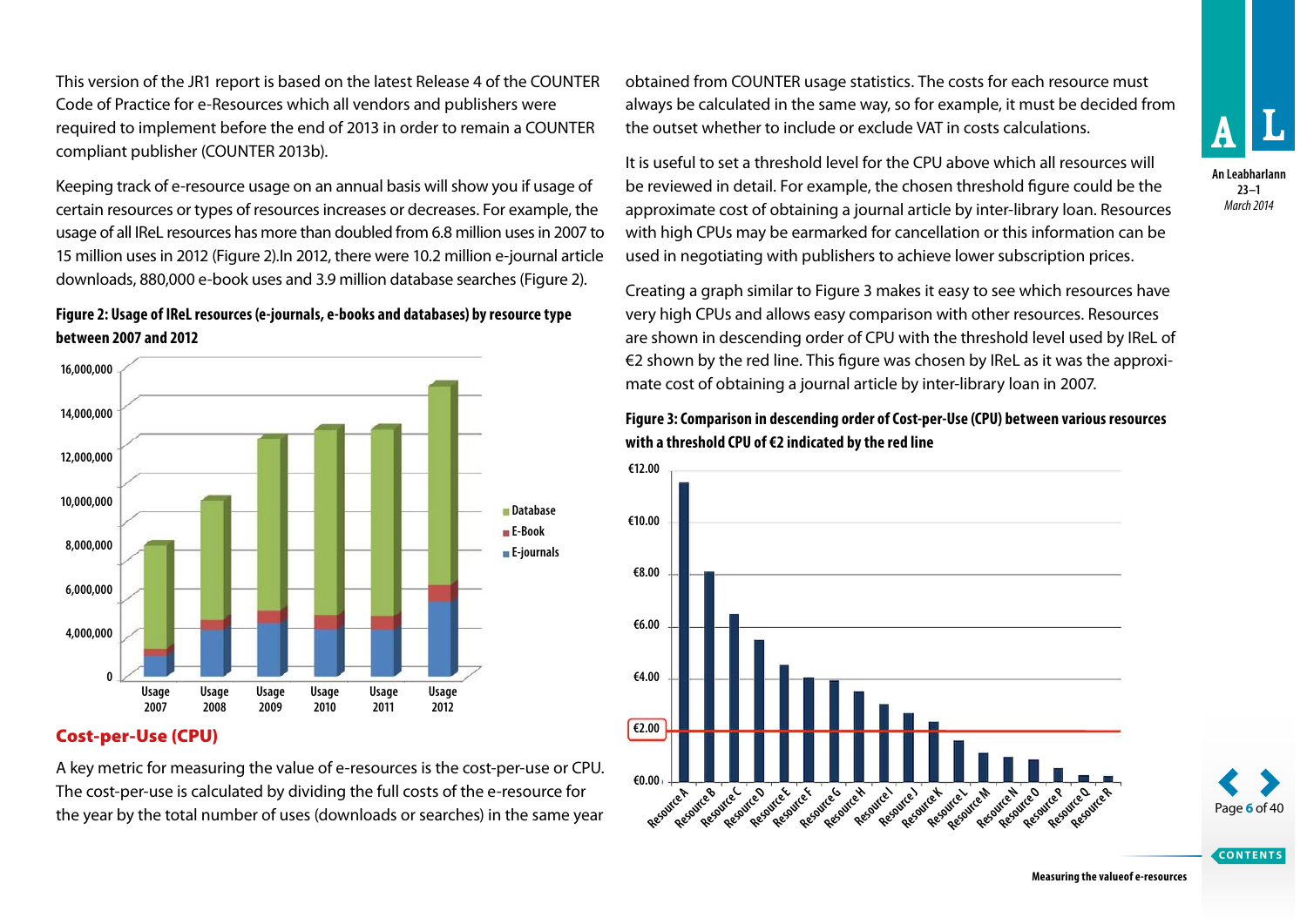This version of the JR1 report is based on the latest Release 4 of the COUNTER Code of Practice for e-Resources which all vendors and publishers were required to implement before the end of 2013 in order to remain a COUNTER compliant publisher (COUNTER 2013b).

Keeping track of e-resource usage on an annual basis will show you if usage of certain resources or types of resources increases or decreases. For example, the usage of all IReL resources has more than doubled from 6.8 million uses in 2007 to 15 million uses in 2012 (Figure 2).In 2012, there were 10.2 million e-journal article downloads, 880,000 e-book uses and 3.9 million database searches (Figure 2).

**Figure 2: Usage of IReL resources (e-journals, e-books and databases) by resource type between 2007 and 2012**

## Cost-per-Use (CPU)

A key metric for measuring the value of e-resources is the cost-per-use or CPU. The cost-per-use is calculated by dividing the full costs of the e-resource for the year by the total number of uses (downloads or searches) in the same year obtained from COUNTER usage statistics. The costs for each resource must always be calculated in the same way, so for example, it must be decided from the outset whether to include or exclude VAT in costs calculations.

It is useful to set a threshold level for the CPU above which all resources will be reviewed in detail. For example, the chosen threshold figure could be the approximate cost of obtaining a journal article by inter-library loan. Resources with high CPUs may be earmarked for cancellation or this information can be used in negotiating with publishers to achieve lower subscription prices.

Creating a graph similar to Figure 3 makes it easy to see which resources have very high CPUs and allows easy comparison with other resources. Resources are shown in descending order of CPU with the threshold level used by IReL of €2 shown by the red line. This figure was chosen by IReL as it was the approximate cost of obtaining a journal article by inter-library loan in 2007.

**Figure 3: Comparison in descending order of Cost-per-Use (CPU) between various resources with a threshold CPU of €2 indicated by the red line**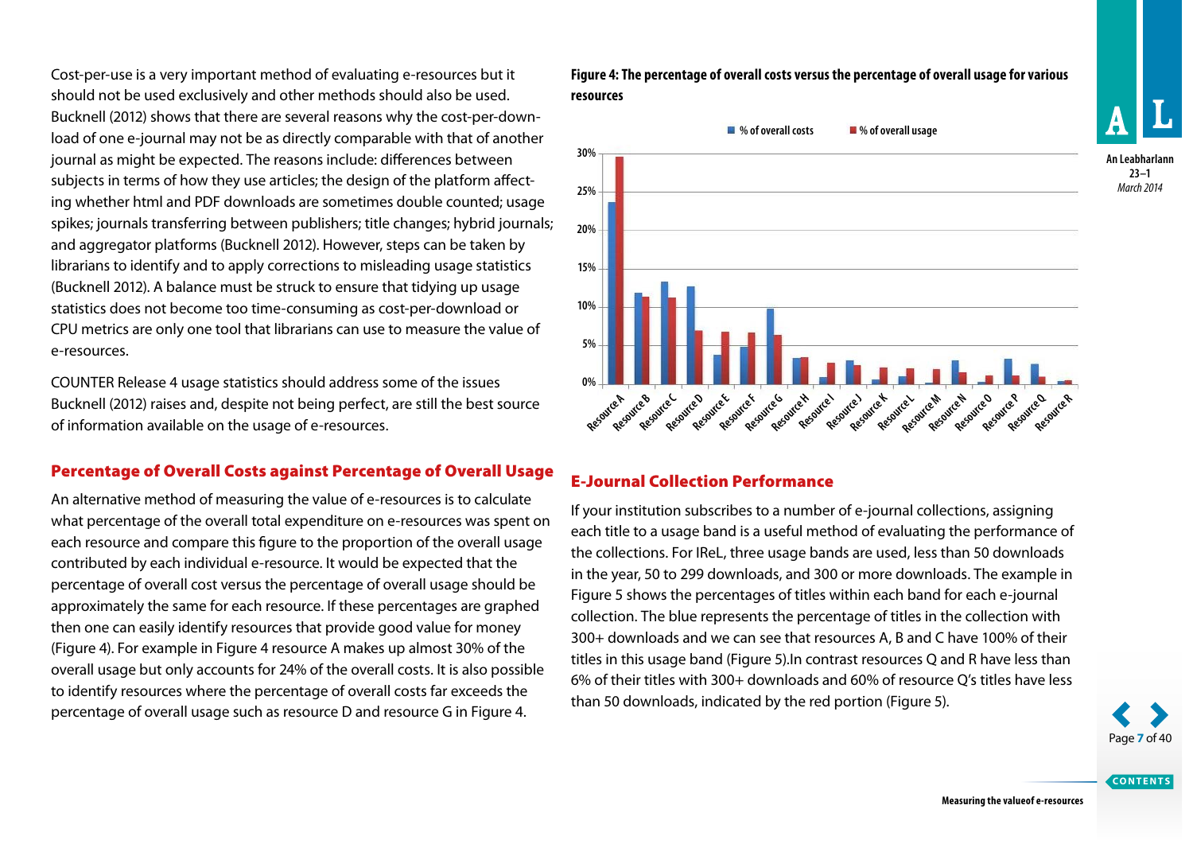Cost-per-use is a very important method of evaluating e-resources but it should not be used exclusively and other methods should also be used. Bucknell (2012) shows that there are several reasons why the cost-per-download of one e-journal may not be as directly comparable with that of another journal as might be expected. The reasons include: differences between subjects in terms of how they use articles; the design of the platform affecting whether html and PDF downloads are sometimes double counted; usage spikes; journals transferring between publishers; title changes; hybrid journals; and aggregator platforms (Bucknell 2012). However, steps can be taken by librarians to identify and to apply corrections to misleading usage statistics (Bucknell 2012). A balance must be struck to ensure that tidying up usage statistics does not become too time-consuming as cost-per-download or CPU metrics are only one tool that librarians can use to measure the value of e-resources.

COUNTER Release 4 usage statistics should address some of the issues Bucknell (2012) raises and, despite not being perfect, are still the best source of information available on the usage of e-resources.

## Percentage of Overall Costs against Percentage of Overall Usage

An alternative method of measuring the value of e-resources is to calculate what percentage of the overall total expenditure on e-resources was spent on each resource and compare this figure to the proportion of the overall usage contributed by each individual e-resource. It would be expected that the percentage of overall cost versus the percentage of overall usage should be approximately the same for each resource. If these percentages are graphed then one can easily identify resources that provide good value for money (Figure 4). For example in Figure 4 resource A makes up almost 30% of the overall usage but only accounts for 24% of the overall costs. It is also possible to identify resources where the percentage of overall costs far exceeds the percentage of overall usage such as resource D and resource G in Figure 4.

**Figure 4: The percentage of overall costs versus the percentage of overall usage for various resources**

## E-Journal Collection Performance

If your institution subscribes to a number of e-journal collections, assigning each title to a usage band is a useful method of evaluating the performance of the collections. For IReL, three usage bands are used, less than 50 downloads in the year, 50 to 299 downloads, and 300 or more downloads. The example in Figure 5 shows the percentages of titles within each band for each e-journal collection. The blue represents the percentage of titles in the collection with 300+ downloads and we can see that resources A, B and C have 100% of their titles in this usage band (Figure 5).In contrast resources Q and R have less than 6% of their titles with 300+ downloads and 60% of resource Q's titles have less than 50 downloads, indicated by the red portion (Figure 5).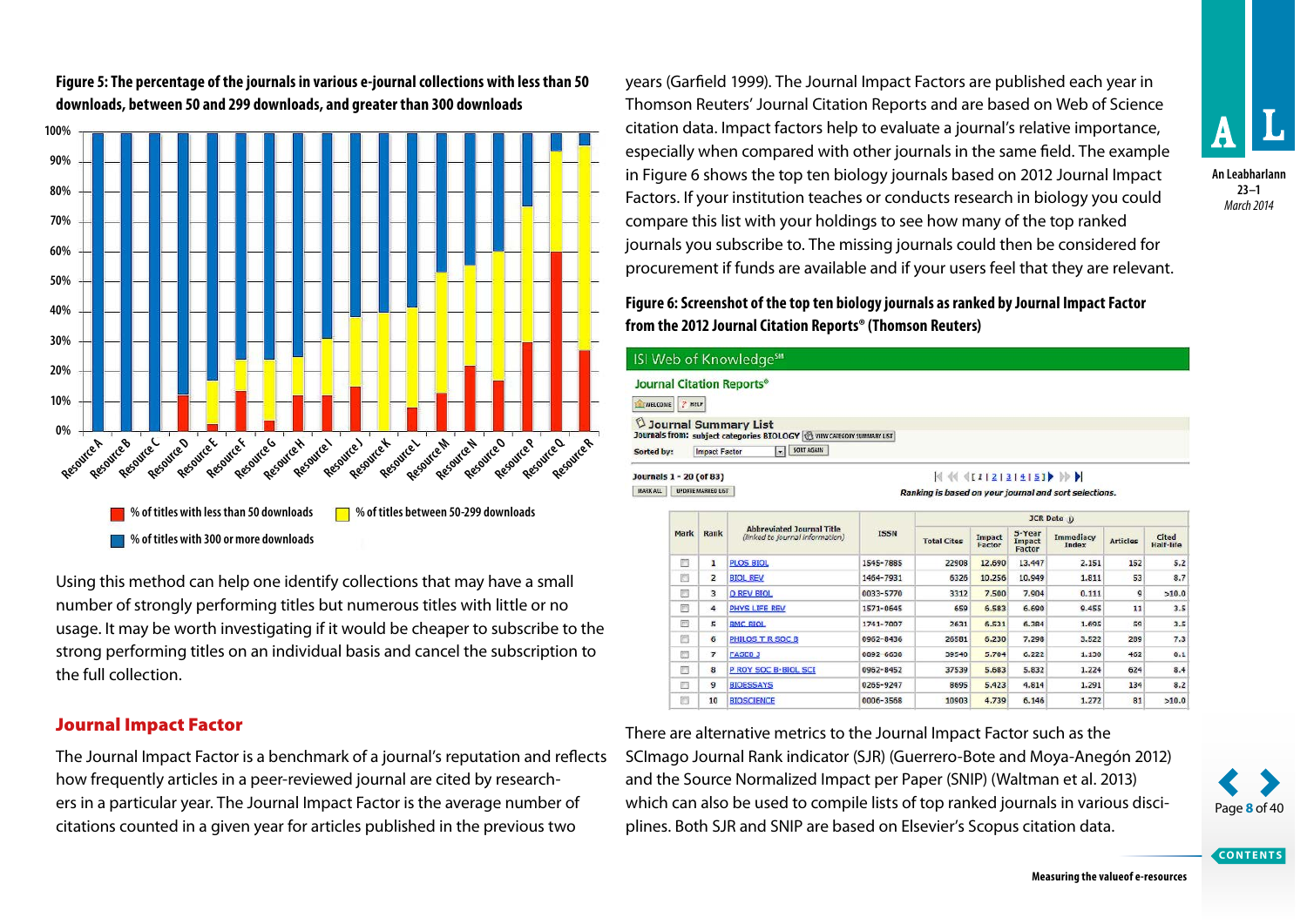**Figure 5: The percentage of the journals in various e-journal collections with less than 50 downloads, between 50 and 299 downloads, and greater than 300 downloads**

Using this method can help one identify collections that may have a small number of strongly performing titles but numerous titles with little or no usage. It may be worth investigating if it would be cheaper to subscribe to the strong performing titles on an individual basis and cancel the subscription to the full collection.

## Journal Impact Factor

The Journal Impact Factor is a benchmark of a journal's reputation and reflects how frequently articles in a peer-reviewed journal are cited by researchers in a particular year. The Journal Impact Factor is the average number of citations counted in a given year for articles published in the previous two years (Garfield 1999). The Journal Impact Factors are published each year in Thomson Reuters' Journal Citation Reports and are based on Web of Science citation data. Impact factors help to evaluate a journal's relative importance, especially when compared with other journals in the same field. The example in Figure 6 shows the top ten biology journals based on 2012 Journal Impact Factors. If your institution teaches or conducts research in biology you could compare this list with your holdings to see how many of the top ranked journals you subscribe to. The missing journals could then be considered for procurement if funds are available and if your users feel that they are relevant.

**Figure 6: Screenshot of the top ten biology journals as ranked by Journal Impact Factor from the 2012 Journal Citation Reports® (Thomson Reuters)**

| Mark | Rank | Abbreviated Journal Title (linked to journal information) | ISSN | Total Cites | Impact Factor | 5-Year Impact Factor | Immediacy Index | Articles | Cited Half-life |
|---|---|---|---|---|---|---|---|---|---|
| | 1 | PLOS BIOL | 1545-7885 | 22908 | 12.690 | 13.447 | 2.151 | 152 | 5.2 |
| | 2 | BIOL REV | 1464-7931 | 6326 | 10.256 | 10.949 | 1.811 | 53 | 8.7 |
| | 3 | Q REV BIOL | 0033-5770 | 3312 | 7.500 | 7.904 | 0.111 | 9 | >10.0 |
| | 4 | PHYS LIFE REV | 1571-0645 | 659 | 6.583 | 6.690 | 0.455 | 11 | 3.5 |
| | 5 | BMC BIOL | 1741-7007 | 2631 | 6.531 | 6.384 | 1.695 | 59 | 3.5 |
| | 6 | PHILOS T R SOC B | 0962-8436 | 26581 | 6.230 | 7.298 | 3.522 | 289 | 7.3 |
| | 7 | FASEB J | 0892-6638 | 39540 | 5.704 | 6.222 | 1.150 | 462 | 6.1 |
| | 8 | P ROY SOC B-BIOL SCI | 0962-8452 | 37539 | 5.683 | 5.832 | 1.224 | 624 | 8.4 |
| | 9 | BIOESSAYS | 0265-9247 | 8695 | 5.423 | 4.814 | 1.291 | 134 | 8.2 |
| | 10 | BIOSCIENCE | 0006-3568 | 10903 | 4.739 | 6.146 | 1.272 | 81 | >10.0 |

There are alternative metrics to the Journal Impact Factor such as the SCImago Journal Rank indicator (SJR) (Guerrero-Bote and Moya-Anegón 2012) and the Source Normalized Impact per Paper (SNIP) (Waltman et al. 2013) which can also be used to compile lists of top ranked journals in various disciplines. Both SJR and SNIP are based on Elsevier's Scopus citation data.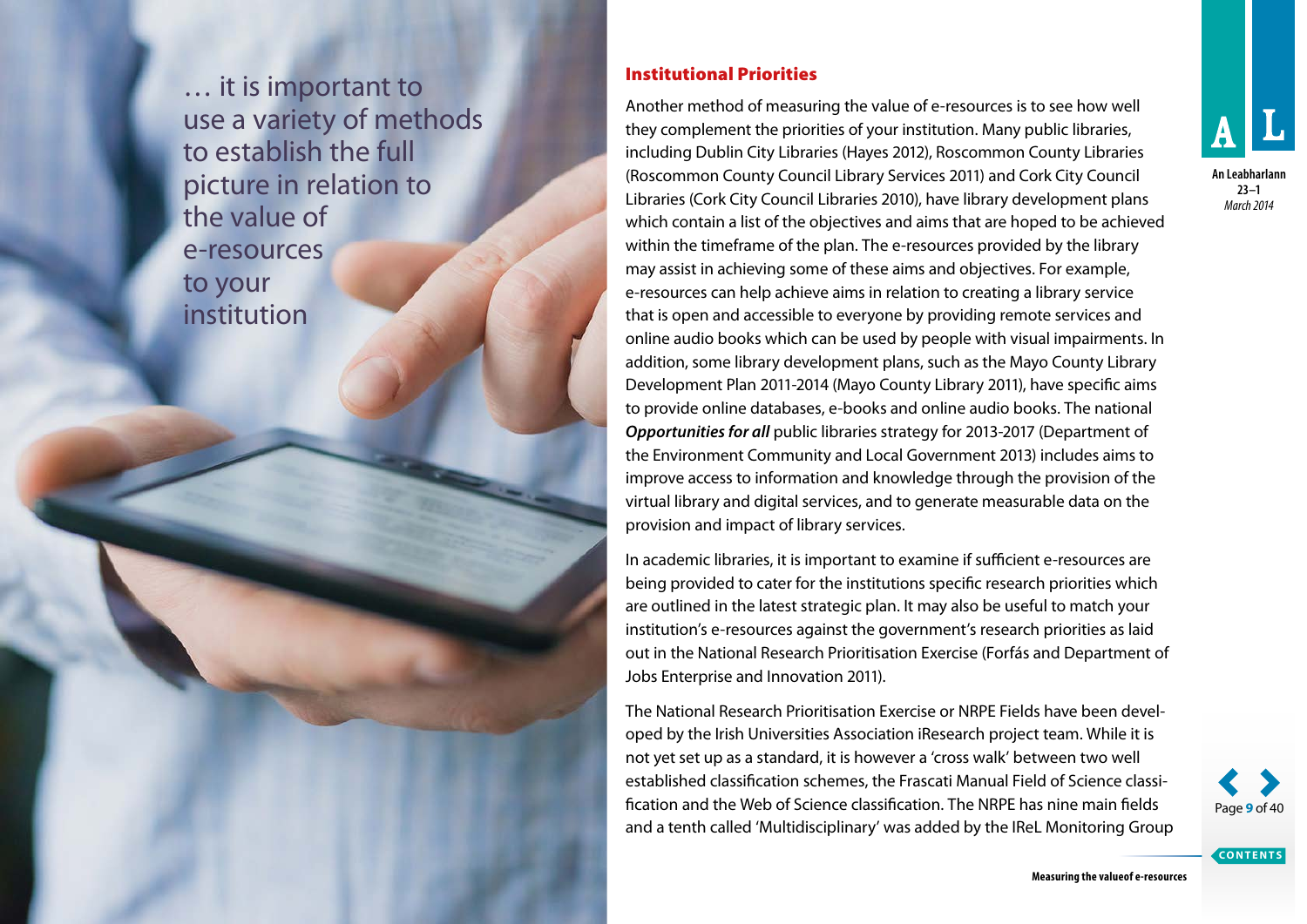… it is important to use a variety of methods to establish the full picture in relation to the value of e-resources to your institution

### Institutional Priorities

Another method of measuring the value of e-resources is to see how well they complement the priorities of your institution. Many public libraries, including Dublin City Libraries (Hayes 2012), Roscommon County Libraries (Roscommon County Council Library Services 2011) and Cork City Council Libraries (Cork City Council Libraries 2010), have library development plans which contain a list of the objectives and aims that are hoped to be achieved within the timeframe of the plan. The e-resources provided by the library may assist in achieving some of these aims and objectives. For example, e-resources can help achieve aims in relation to creating a library service that is open and accessible to everyone by providing remote services and online audio books which can be used by people with visual impairments. In addition, some library development plans, such as the Mayo County Library Development Plan 2011-2014 (Mayo County Library 2011), have specific aims to provide online databases, e-books and online audio books. The national ***Opportunities for all*** public libraries strategy for 2013-2017 (Department of the Environment Community and Local Government 2013) includes aims to improve access to information and knowledge through the provision of the virtual library and digital services, and to generate measurable data on the provision and impact of library services.

In academic libraries, it is important to examine if sufficient e-resources are being provided to cater for the institutions specific research priorities which are outlined in the latest strategic plan. It may also be useful to match your institution's e-resources against the government's research priorities as laid out in the National Research Prioritisation Exercise (Forfás and Department of Jobs Enterprise and Innovation 2011).

The National Research Prioritisation Exercise or NRPE Fields have been developed by the Irish Universities Association iResearch project team. While it is not yet set up as a standard, it is however a 'cross walk' between two well established classification schemes, the Frascati Manual Field of Science classification and the Web of Science classification. The NRPE has nine main fields and a tenth called 'Multidisciplinary' was added by the IReL Monitoring Group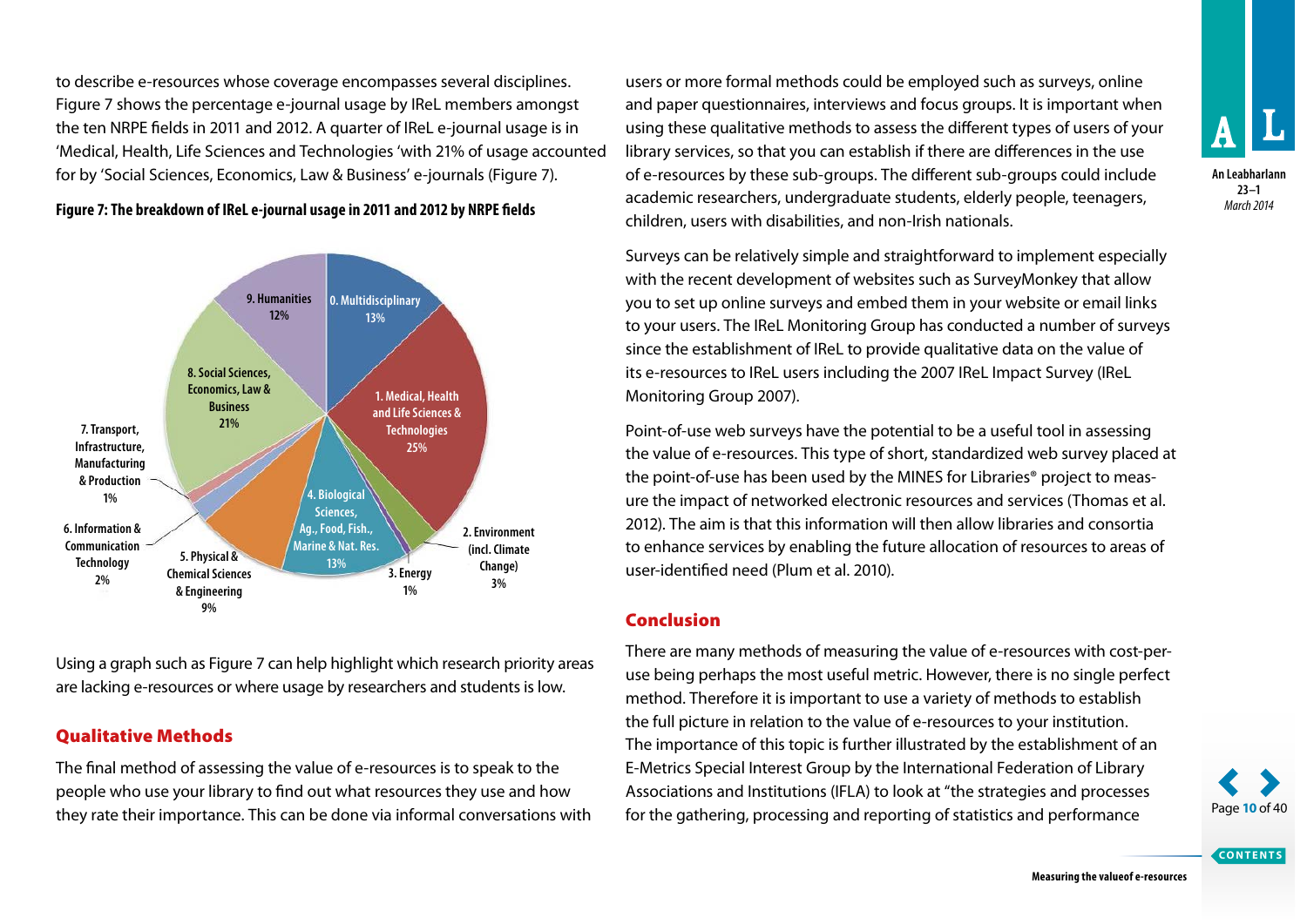to describe e-resources whose coverage encompasses several disciplines. Figure 7 shows the percentage e-journal usage by IReL members amongst the ten NRPE fields in 2011 and 2012. A quarter of IReL e-journal usage is in 'Medical, Health, Life Sciences and Technologies 'with 21% of usage accounted for by 'Social Sciences, Economics, Law & Business' e-journals (Figure 7).

**Figure 7: The breakdown of IReL e-journal usage in 2011 and 2012 by NRPE fields**

Using a graph such as Figure 7 can help highlight which research priority areas are lacking e-resources or where usage by researchers and students is low.

## Qualitative Methods

The final method of assessing the value of e-resources is to speak to the people who use your library to find out what resources they use and how they rate their importance. This can be done via informal conversations with users or more formal methods could be employed such as surveys, online and paper questionnaires, interviews and focus groups. It is important when using these qualitative methods to assess the different types of users of your library services, so that you can establish if there are differences in the use of e-resources by these sub-groups. The different sub-groups could include academic researchers, undergraduate students, elderly people, teenagers, children, users with disabilities, and non-Irish nationals.

Surveys can be relatively simple and straightforward to implement especially with the recent development of websites such as SurveyMonkey that allow you to set up online surveys and embed them in your website or email links to your users. The IReL Monitoring Group has conducted a number of surveys since the establishment of IReL to provide qualitative data on the value of its e-resources to IReL users including the 2007 IReL Impact Survey (IReL Monitoring Group 2007).

Point-of-use web surveys have the potential to be a useful tool in assessing the value of e-resources. This type of short, standardized web survey placed at the point-of-use has been used by the MINES for Libraries® project to measure the impact of networked electronic resources and services (Thomas et al. 2012). The aim is that this information will then allow libraries and consortia to enhance services by enabling the future allocation of resources to areas of user-identified need (Plum et al. 2010).

## Conclusion

There are many methods of measuring the value of e-resources with cost-per-use being perhaps the most useful metric. However, there is no single perfect method. Therefore it is important to use a variety of methods to establish the full picture in relation to the value of e-resources to your institution. The importance of this topic is further illustrated by the establishment of an E-Metrics Special Interest Group by the International Federation of Library Associations and Institutions (IFLA) to look at "the strategies and processes for the gathering, processing and reporting of statistics and performance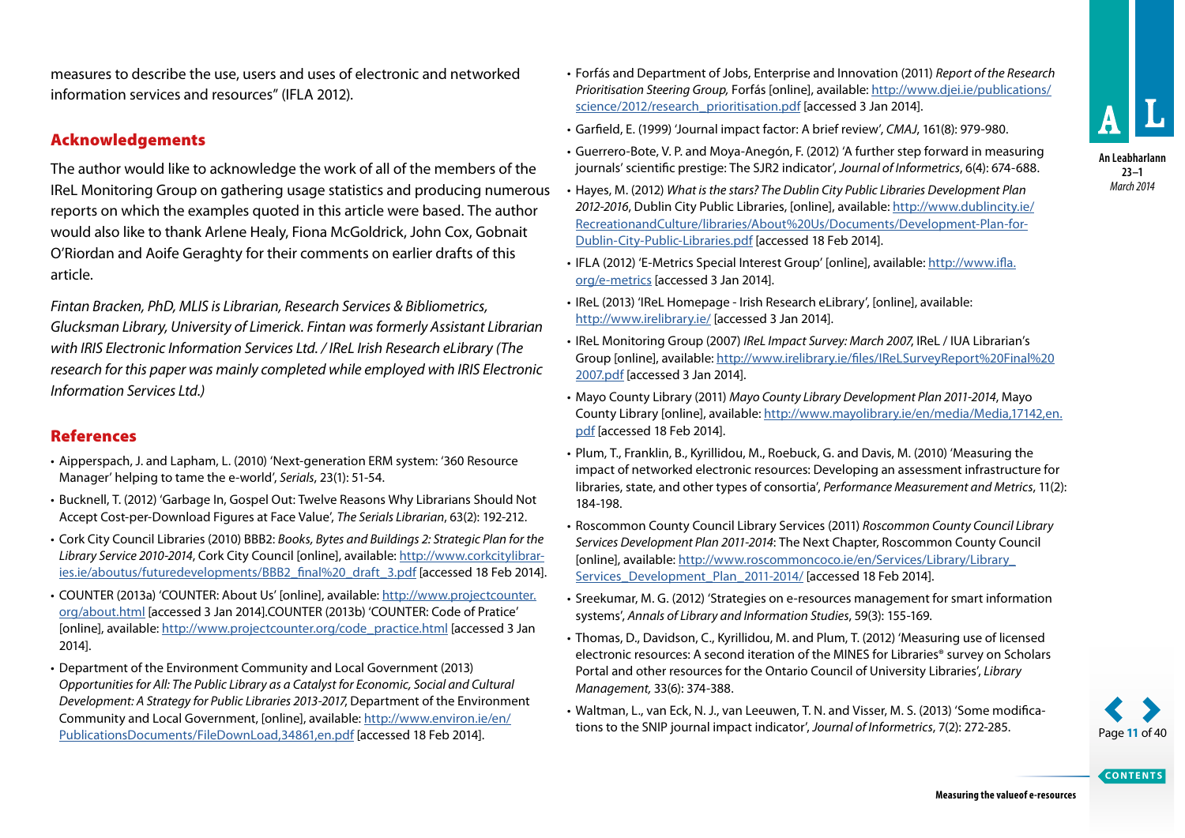measures to describe the use, users and uses of electronic and networked information services and resources" (IFLA 2012).

## Acknowledgements

The author would like to acknowledge the work of all of the members of the IReL Monitoring Group on gathering usage statistics and producing numerous reports on which the examples quoted in this article were based. The author would also like to thank Arlene Healy, Fiona McGoldrick, John Cox, Gobnait O'Riordan and Aoife Geraghty for their comments on earlier drafts of this article.

*Fintan Bracken, PhD, MLIS is Librarian, Research Services & Bibliometrics, Glucksman Library, University of Limerick. Fintan was formerly Assistant Librarian with IRIS Electronic Information Services Ltd. / IReL Irish Research eLibrary (The research for this paper was mainly completed while employed with IRIS Electronic Information Services Ltd.)*

## References

- Aipperspach, J. and Lapham, L. (2010) 'Next-generation ERM system: '360 Resource Manager' helping to tame the e-world', *Serials*, 23(1): 51-54.
- Bucknell, T. (2012) 'Garbage In, Gospel Out: Twelve Reasons Why Librarians Should Not Accept Cost-per-Download Figures at Face Value', *The Serials Librarian*, 63(2): 192-212.
- Cork City Council Libraries (2010) BBB2: *Books, Bytes and Buildings 2: Strategic Plan for the Library Service 2010-2014*, Cork City Council [online], available: http://www.corkcitylibraries.ie/aboutus/futuredevelopments/BBB2_final%20_draft_3.pdf [accessed 18 Feb 2014].
- COUNTER (2013a) 'COUNTER: About Us' [online], available: http://www.projectcounter.org/about.html [accessed 3 Jan 2014].COUNTER (2013b) 'COUNTER: Code of Pratice' [online], available: http://www.projectcounter.org/code_practice.html [accessed 3 Jan 2014].
- Department of the Environment Community and Local Government (2013) *Opportunities for All: The Public Library as a Catalyst for Economic, Social and Cultural Development: A Strategy for Public Libraries 2013-2017*, Department of the Environment Community and Local Government, [online], available: http://www.environ.ie/en/PublicationsDocuments/FileDownLoad,34861,en.pdf [accessed 18 Feb 2014].
- Forfás and Department of Jobs, Enterprise and Innovation (2011) *Report of the Research Prioritisation Steering Group*, Forfás [online], available: http://www.djei.ie/publications/science/2012/research_prioritisation.pdf [accessed 3 Jan 2014].
- Garfield, E. (1999) 'Journal impact factor: A brief review', *CMAJ*, 161(8): 979-980.
- Guerrero-Bote, V. P. and Moya-Anegón, F. (2012) 'A further step forward in measuring journals' scientific prestige: The SJR2 indicator', *Journal of Informetrics*, 6(4): 674-688.
- Hayes, M. (2012) *What is the stars? The Dublin City Public Libraries Development Plan 2012-2016*, Dublin City Public Libraries, [online], available: http://www.dublincity.ie/RecreationandCulture/libraries/About%20Us/Documents/Development-Plan-for-Dublin-City-Public-Libraries.pdf [accessed 18 Feb 2014].
- IFLA (2012) 'E-Metrics Special Interest Group' [online], available: http://www.ifla.org/e-metrics [accessed 3 Jan 2014].
- IReL (2013) 'IReL Homepage - Irish Research eLibrary', [online], available: http://www.irelibrary.ie/ [accessed 3 Jan 2014].
- IReL Monitoring Group (2007) *IReL Impact Survey: March 2007*, IReL / IUA Librarian's Group [online], available: http://www.irelibrary.ie/files/IReLSurveyReport%20Final%202007.pdf [accessed 3 Jan 2014].
- Mayo County Library (2011) *Mayo County Library Development Plan 2011-2014*, Mayo County Library [online], available: http://www.mayolibrary.ie/en/media/Media,17142,en.pdf [accessed 18 Feb 2014].
- Plum, T., Franklin, B., Kyrillidou, M., Roebuck, G. and Davis, M. (2010) 'Measuring the impact of networked electronic resources: Developing an assessment infrastructure for libraries, state, and other types of consortia', *Performance Measurement and Metrics*, 11(2): 184-198.
- Roscommon County Council Library Services (2011) *Roscommon County Council Library Services Development Plan 2011-2014*: The Next Chapter, Roscommon County Council [online], available: http://www.roscommoncoco.ie/en/Services/Library/Library_Services_Development_Plan_2011-2014/ [accessed 18 Feb 2014].
- Sreekumar, M. G. (2012) 'Strategies on e-resources management for smart information systems', *Annals of Library and Information Studies*, 59(3): 155-169.
- Thomas, D., Davidson, C., Kyrillidou, M. and Plum, T. (2012) 'Measuring use of licensed electronic resources: A second iteration of the MINES for Libraries® survey on Scholars Portal and other resources for the Ontario Council of University Libraries', *Library Management*, 33(6): 374-388.
- Waltman, L., van Eck, N. J., van Leeuwen, T. N. and Visser, M. S. (2013) 'Some modifications to the SNIP journal impact indicator', *Journal of Informetrics*, 7(2): 272-285.